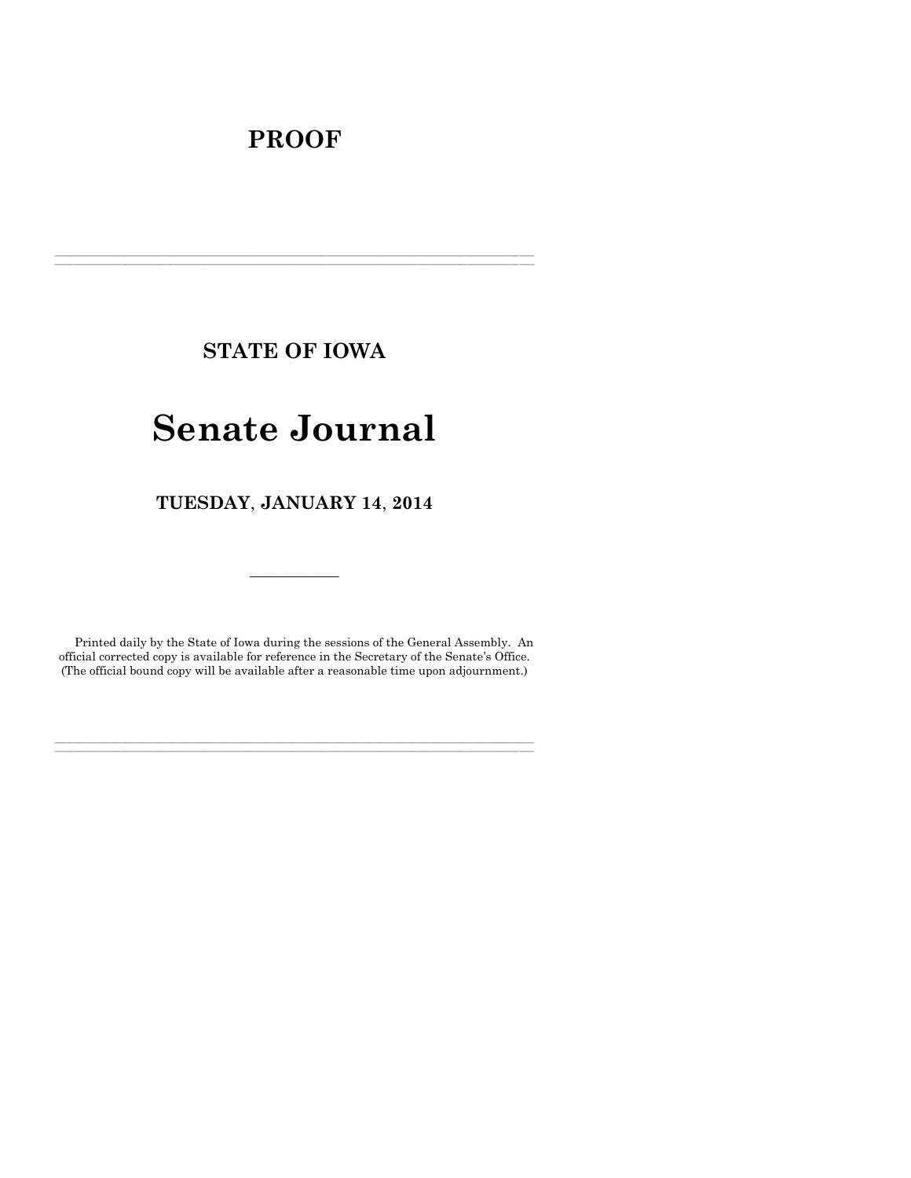# PROOF

---

## STATE OF IOWA

# Senate Journal

## TUESDAY, JANUARY 14, 2014

---

Printed daily by the State of Iowa during the sessions of the General Assembly. An official corrected copy is available for reference in the Secretary of the Senate's Office. (The official bound copy will be available after a reasonable time upon adjournment.)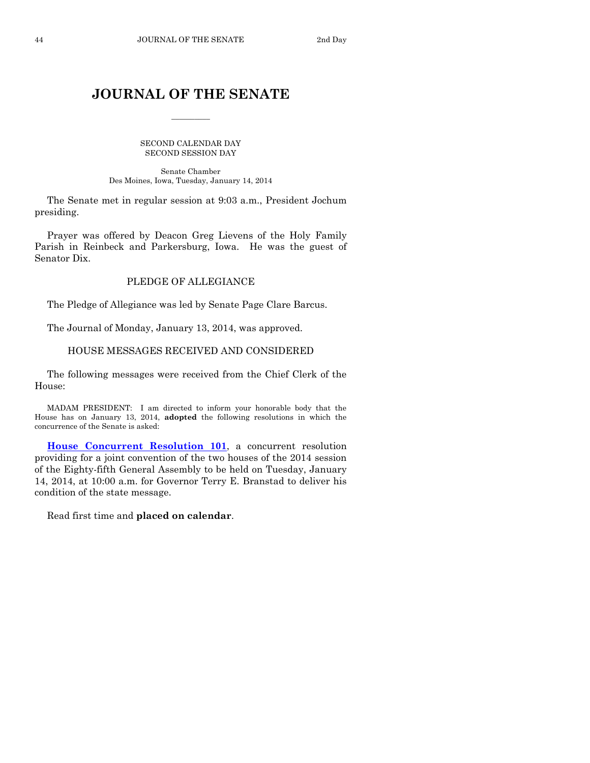# JOURNAL OF THE SENATE

SECOND CALENDAR DAY
SECOND SESSION DAY

Senate Chamber
Des Moines, Iowa, Tuesday, January 14, 2014

The Senate met in regular session at 9:03 a.m., President Jochum presiding.

Prayer was offered by Deacon Greg Lievens of the Holy Family Parish in Reinbeck and Parkersburg, Iowa. He was the guest of Senator Dix.

## PLEDGE OF ALLEGIANCE

The Pledge of Allegiance was led by Senate Page Clare Barcus.

The Journal of Monday, January 13, 2014, was approved.

## HOUSE MESSAGES RECEIVED AND CONSIDERED

The following messages were received from the Chief Clerk of the House:

MADAM PRESIDENT: I am directed to inform your honorable body that the House has on January 13, 2014, **adopted** the following resolutions in which the concurrence of the Senate is asked:

**House Concurrent Resolution 101**, a concurrent resolution providing for a joint convention of the two houses of the 2014 session of the Eighty-fifth General Assembly to be held on Tuesday, January 14, 2014, at 10:00 a.m. for Governor Terry E. Branstad to deliver his condition of the state message.

Read first time and **placed on calendar**.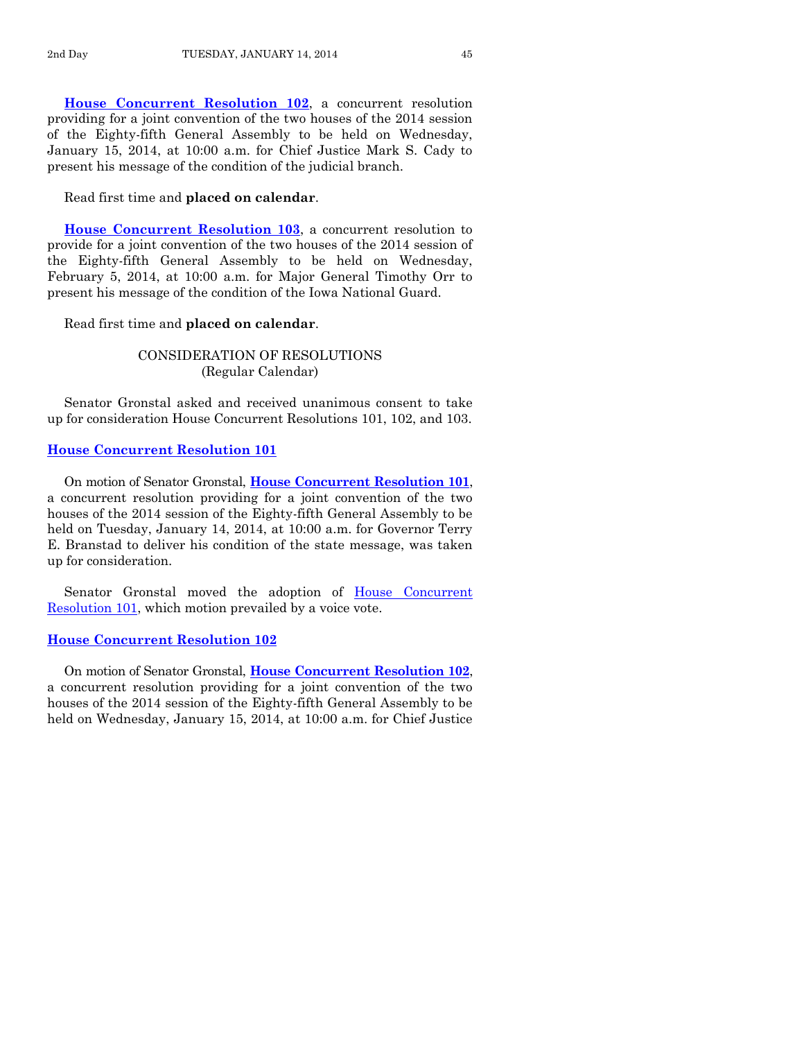**House Concurrent Resolution 102**, a concurrent resolution providing for a joint convention of the two houses of the 2014 session of the Eighty-fifth General Assembly to be held on Wednesday, January 15, 2014, at 10:00 a.m. for Chief Justice Mark S. Cady to present his message of the condition of the judicial branch.

Read first time and **placed on calendar**.

**House Concurrent Resolution 103**, a concurrent resolution to provide for a joint convention of the two houses of the 2014 session of the Eighty-fifth General Assembly to be held on Wednesday, February 5, 2014, at 10:00 a.m. for Major General Timothy Orr to present his message of the condition of the Iowa National Guard.

Read first time and **placed on calendar**.

CONSIDERATION OF RESOLUTIONS
(Regular Calendar)

Senator Gronstal asked and received unanimous consent to take up for consideration House Concurrent Resolutions 101, 102, and 103.

**House Concurrent Resolution 101**

On motion of Senator Gronstal, **House Concurrent Resolution 101**, a concurrent resolution providing for a joint convention of the two houses of the 2014 session of the Eighty-fifth General Assembly to be held on Tuesday, January 14, 2014, at 10:00 a.m. for Governor Terry E. Branstad to deliver his condition of the state message, was taken up for consideration.

Senator Gronstal moved the adoption of House Concurrent Resolution 101, which motion prevailed by a voice vote.

**House Concurrent Resolution 102**

On motion of Senator Gronstal, **House Concurrent Resolution 102**, a concurrent resolution providing for a joint convention of the two houses of the 2014 session of the Eighty-fifth General Assembly to be held on Wednesday, January 15, 2014, at 10:00 a.m. for Chief Justice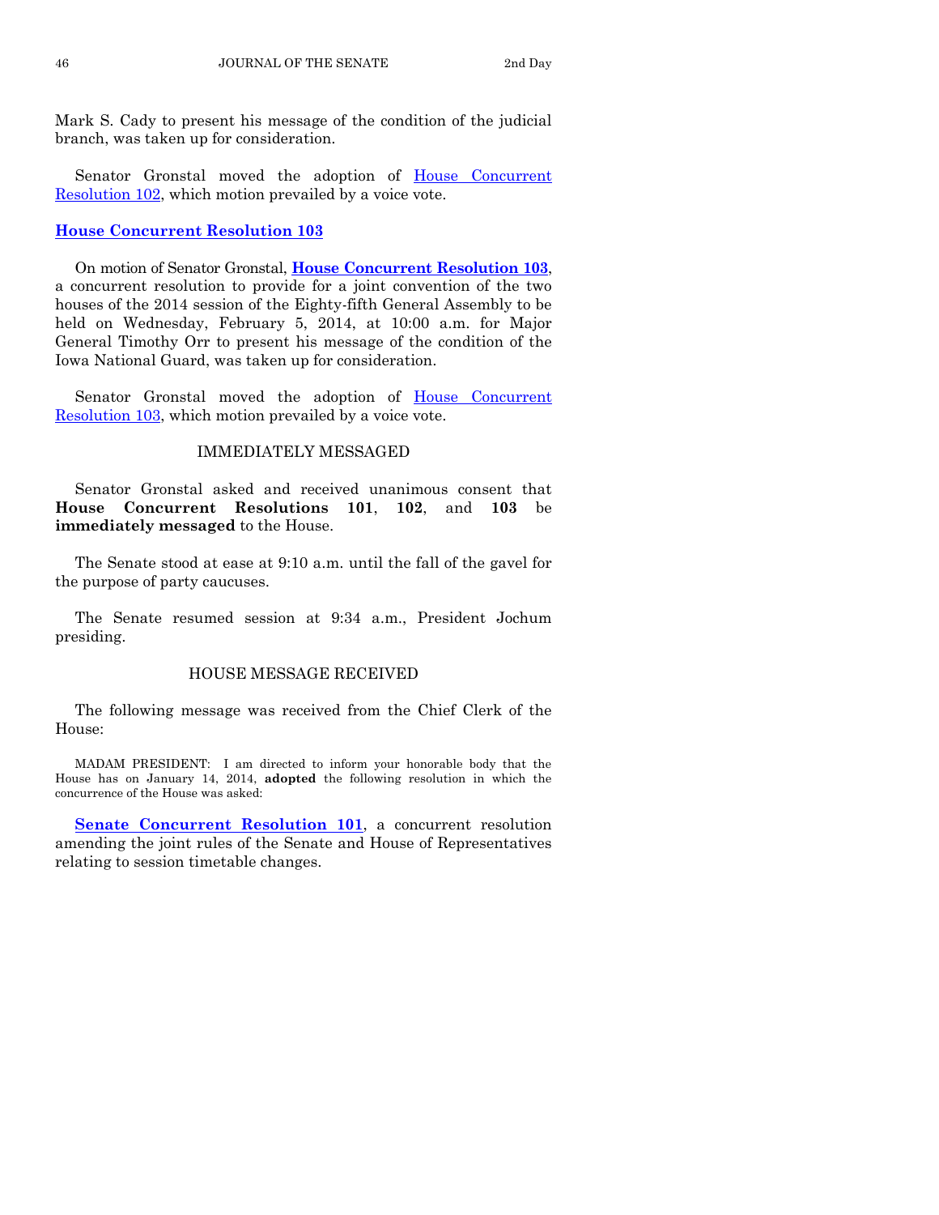Mark S. Cady to present his message of the condition of the judicial branch, was taken up for consideration.

Senator Gronstal moved the adoption of House Concurrent Resolution 102, which motion prevailed by a voice vote.

**House Concurrent Resolution 103**

On motion of Senator Gronstal, **House Concurrent Resolution 103**, a concurrent resolution to provide for a joint convention of the two houses of the 2014 session of the Eighty-fifth General Assembly to be held on Wednesday, February 5, 2014, at 10:00 a.m. for Major General Timothy Orr to present his message of the condition of the Iowa National Guard, was taken up for consideration.

Senator Gronstal moved the adoption of House Concurrent Resolution 103, which motion prevailed by a voice vote.

IMMEDIATELY MESSAGED

Senator Gronstal asked and received unanimous consent that **House Concurrent Resolutions 101**, **102**, and **103** be **immediately messaged** to the House.

The Senate stood at ease at 9:10 a.m. until the fall of the gavel for the purpose of party caucuses.

The Senate resumed session at 9:34 a.m., President Jochum presiding.

HOUSE MESSAGE RECEIVED

The following message was received from the Chief Clerk of the House:

MADAM PRESIDENT: I am directed to inform your honorable body that the House has on January 14, 2014, **adopted** the following resolution in which the concurrence of the House was asked:

**Senate Concurrent Resolution 101**, a concurrent resolution amending the joint rules of the Senate and House of Representatives relating to session timetable changes.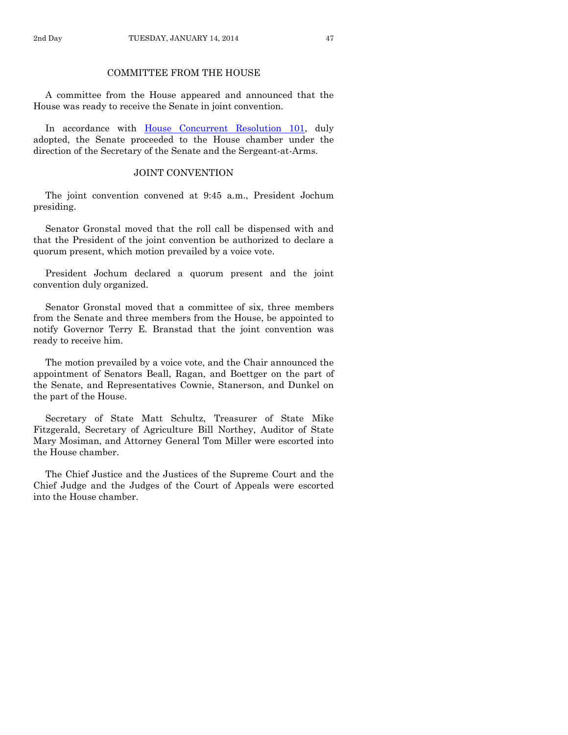## COMMITTEE FROM THE HOUSE

A committee from the House appeared and announced that the House was ready to receive the Senate in joint convention.

In accordance with House Concurrent Resolution 101, duly adopted, the Senate proceeded to the House chamber under the direction of the Secretary of the Senate and the Sergeant-at-Arms.

## JOINT CONVENTION

The joint convention convened at 9:45 a.m., President Jochum presiding.

Senator Gronstal moved that the roll call be dispensed with and that the President of the joint convention be authorized to declare a quorum present, which motion prevailed by a voice vote.

President Jochum declared a quorum present and the joint convention duly organized.

Senator Gronstal moved that a committee of six, three members from the Senate and three members from the House, be appointed to notify Governor Terry E. Branstad that the joint convention was ready to receive him.

The motion prevailed by a voice vote, and the Chair announced the appointment of Senators Beall, Ragan, and Boettger on the part of the Senate, and Representatives Cownie, Stanerson, and Dunkel on the part of the House.

Secretary of State Matt Schultz, Treasurer of State Mike Fitzgerald, Secretary of Agriculture Bill Northey, Auditor of State Mary Mosiman, and Attorney General Tom Miller were escorted into the House chamber.

The Chief Justice and the Justices of the Supreme Court and the Chief Judge and the Judges of the Court of Appeals were escorted into the House chamber.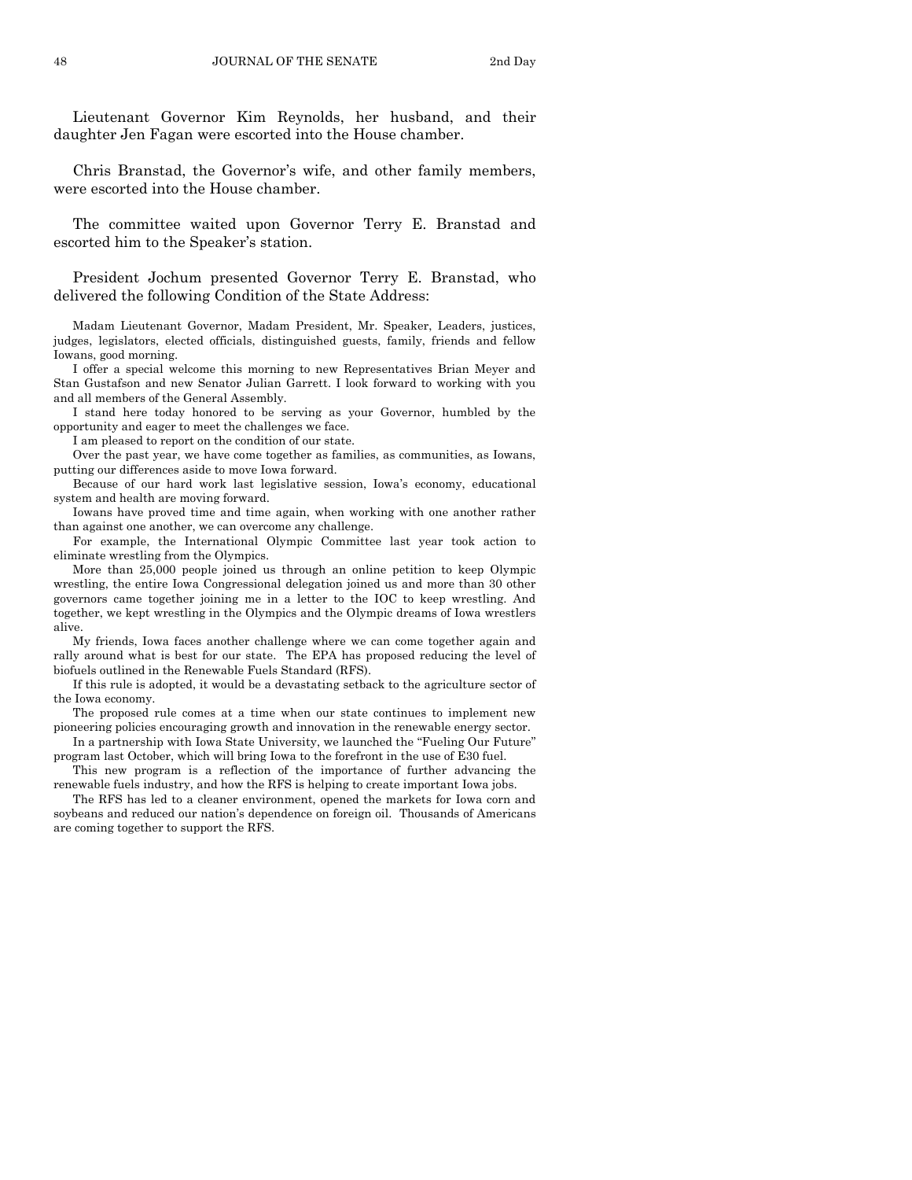Lieutenant Governor Kim Reynolds, her husband, and their daughter Jen Fagan were escorted into the House chamber.

Chris Branstad, the Governor's wife, and other family members, were escorted into the House chamber.

The committee waited upon Governor Terry E. Branstad and escorted him to the Speaker's station.

President Jochum presented Governor Terry E. Branstad, who delivered the following Condition of the State Address:

Madam Lieutenant Governor, Madam President, Mr. Speaker, Leaders, justices, judges, legislators, elected officials, distinguished guests, family, friends and fellow Iowans, good morning.

I offer a special welcome this morning to new Representatives Brian Meyer and Stan Gustafson and new Senator Julian Garrett. I look forward to working with you and all members of the General Assembly.

I stand here today honored to be serving as your Governor, humbled by the opportunity and eager to meet the challenges we face.

I am pleased to report on the condition of our state.

Over the past year, we have come together as families, as communities, as Iowans, putting our differences aside to move Iowa forward.

Because of our hard work last legislative session, Iowa's economy, educational system and health are moving forward.

Iowans have proved time and time again, when working with one another rather than against one another, we can overcome any challenge.

For example, the International Olympic Committee last year took action to eliminate wrestling from the Olympics.

More than 25,000 people joined us through an online petition to keep Olympic wrestling, the entire Iowa Congressional delegation joined us and more than 30 other governors came together joining me in a letter to the IOC to keep wrestling. And together, we kept wrestling in the Olympics and the Olympic dreams of Iowa wrestlers alive.

My friends, Iowa faces another challenge where we can come together again and rally around what is best for our state. The EPA has proposed reducing the level of biofuels outlined in the Renewable Fuels Standard (RFS).

If this rule is adopted, it would be a devastating setback to the agriculture sector of the Iowa economy.

The proposed rule comes at a time when our state continues to implement new pioneering policies encouraging growth and innovation in the renewable energy sector.

In a partnership with Iowa State University, we launched the "Fueling Our Future" program last October, which will bring Iowa to the forefront in the use of E30 fuel.

This new program is a reflection of the importance of further advancing the renewable fuels industry, and how the RFS is helping to create important Iowa jobs.

The RFS has led to a cleaner environment, opened the markets for Iowa corn and soybeans and reduced our nation's dependence on foreign oil. Thousands of Americans are coming together to support the RFS.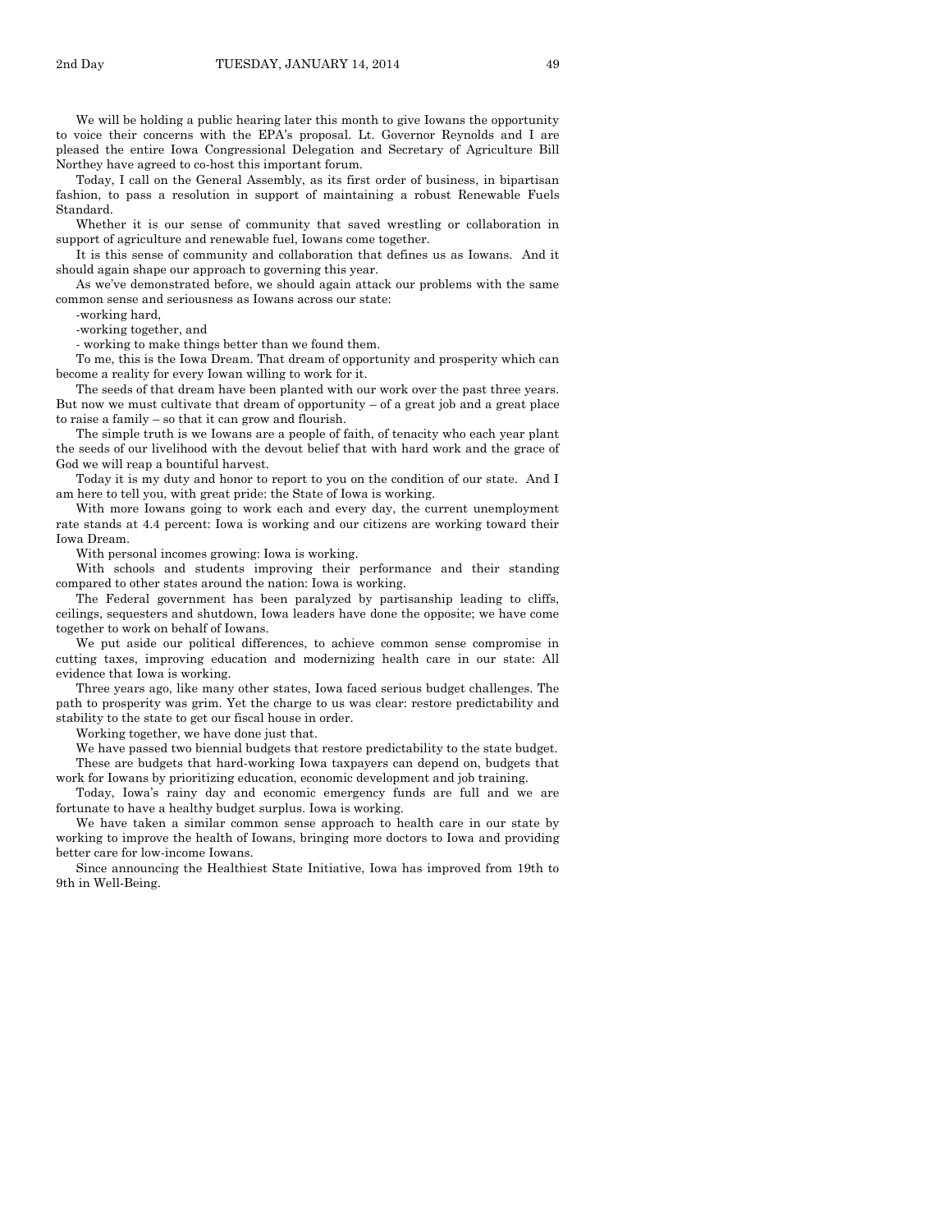We will be holding a public hearing later this month to give Iowans the opportunity to voice their concerns with the EPA's proposal. Lt. Governor Reynolds and I are pleased the entire Iowa Congressional Delegation and Secretary of Agriculture Bill Northey have agreed to co-host this important forum.

Today, I call on the General Assembly, as its first order of business, in bipartisan fashion, to pass a resolution in support of maintaining a robust Renewable Fuels Standard.

Whether it is our sense of community that saved wrestling or collaboration in support of agriculture and renewable fuel, Iowans come together.

It is this sense of community and collaboration that defines us as Iowans. And it should again shape our approach to governing this year.

As we've demonstrated before, we should again attack our problems with the same common sense and seriousness as Iowans across our state:

-working hard,

-working together, and

- working to make things better than we found them.

To me, this is the Iowa Dream. That dream of opportunity and prosperity which can become a reality for every Iowan willing to work for it.

The seeds of that dream have been planted with our work over the past three years. But now we must cultivate that dream of opportunity – of a great job and a great place to raise a family – so that it can grow and flourish.

The simple truth is we Iowans are a people of faith, of tenacity who each year plant the seeds of our livelihood with the devout belief that with hard work and the grace of God we will reap a bountiful harvest.

Today it is my duty and honor to report to you on the condition of our state. And I am here to tell you, with great pride: the State of Iowa is working.

With more Iowans going to work each and every day, the current unemployment rate stands at 4.4 percent: Iowa is working and our citizens are working toward their Iowa Dream.

With personal incomes growing: Iowa is working.

With schools and students improving their performance and their standing compared to other states around the nation: Iowa is working.

The Federal government has been paralyzed by partisanship leading to cliffs, ceilings, sequesters and shutdown, Iowa leaders have done the opposite; we have come together to work on behalf of Iowans.

We put aside our political differences, to achieve common sense compromise in cutting taxes, improving education and modernizing health care in our state: All evidence that Iowa is working.

Three years ago, like many other states, Iowa faced serious budget challenges. The path to prosperity was grim. Yet the charge to us was clear: restore predictability and stability to the state to get our fiscal house in order.

Working together, we have done just that.

We have passed two biennial budgets that restore predictability to the state budget.

These are budgets that hard-working Iowa taxpayers can depend on, budgets that work for Iowans by prioritizing education, economic development and job training.

Today, Iowa's rainy day and economic emergency funds are full and we are fortunate to have a healthy budget surplus. Iowa is working.

We have taken a similar common sense approach to health care in our state by working to improve the health of Iowans, bringing more doctors to Iowa and providing better care for low-income Iowans.

Since announcing the Healthiest State Initiative, Iowa has improved from 19th to 9th in Well-Being.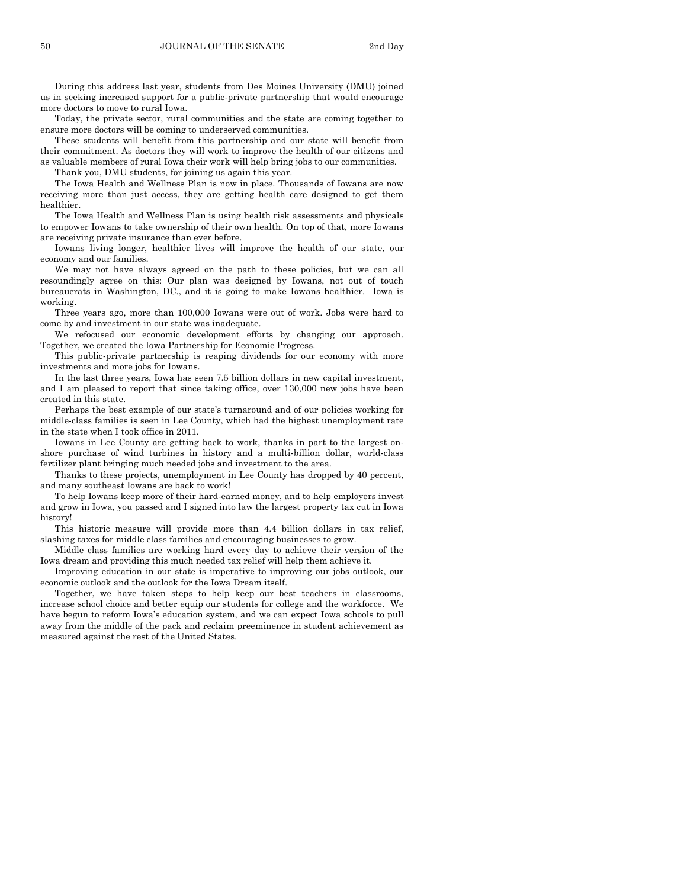During this address last year, students from Des Moines University (DMU) joined us in seeking increased support for a public-private partnership that would encourage more doctors to move to rural Iowa.

Today, the private sector, rural communities and the state are coming together to ensure more doctors will be coming to underserved communities.

These students will benefit from this partnership and our state will benefit from their commitment. As doctors they will work to improve the health of our citizens and as valuable members of rural Iowa their work will help bring jobs to our communities.

Thank you, DMU students, for joining us again this year.

The Iowa Health and Wellness Plan is now in place. Thousands of Iowans are now receiving more than just access, they are getting health care designed to get them healthier.

The Iowa Health and Wellness Plan is using health risk assessments and physicals to empower Iowans to take ownership of their own health. On top of that, more Iowans are receiving private insurance than ever before.

Iowans living longer, healthier lives will improve the health of our state, our economy and our families.

We may not have always agreed on the path to these policies, but we can all resoundingly agree on this: Our plan was designed by Iowans, not out of touch bureaucrats in Washington, DC., and it is going to make Iowans healthier. Iowa is working.

Three years ago, more than 100,000 Iowans were out of work. Jobs were hard to come by and investment in our state was inadequate.

We refocused our economic development efforts by changing our approach. Together, we created the Iowa Partnership for Economic Progress.

This public-private partnership is reaping dividends for our economy with more investments and more jobs for Iowans.

In the last three years, Iowa has seen 7.5 billion dollars in new capital investment, and I am pleased to report that since taking office, over 130,000 new jobs have been created in this state.

Perhaps the best example of our state's turnaround and of our policies working for middle-class families is seen in Lee County, which had the highest unemployment rate in the state when I took office in 2011.

Iowans in Lee County are getting back to work, thanks in part to the largest on-shore purchase of wind turbines in history and a multi-billion dollar, world-class fertilizer plant bringing much needed jobs and investment to the area.

Thanks to these projects, unemployment in Lee County has dropped by 40 percent, and many southeast Iowans are back to work!

To help Iowans keep more of their hard-earned money, and to help employers invest and grow in Iowa, you passed and I signed into law the largest property tax cut in Iowa history!

This historic measure will provide more than 4.4 billion dollars in tax relief, slashing taxes for middle class families and encouraging businesses to grow.

Middle class families are working hard every day to achieve their version of the Iowa dream and providing this much needed tax relief will help them achieve it.

Improving education in our state is imperative to improving our jobs outlook, our economic outlook and the outlook for the Iowa Dream itself.

Together, we have taken steps to help keep our best teachers in classrooms, increase school choice and better equip our students for college and the workforce. We have begun to reform Iowa's education system, and we can expect Iowa schools to pull away from the middle of the pack and reclaim preeminence in student achievement as measured against the rest of the United States.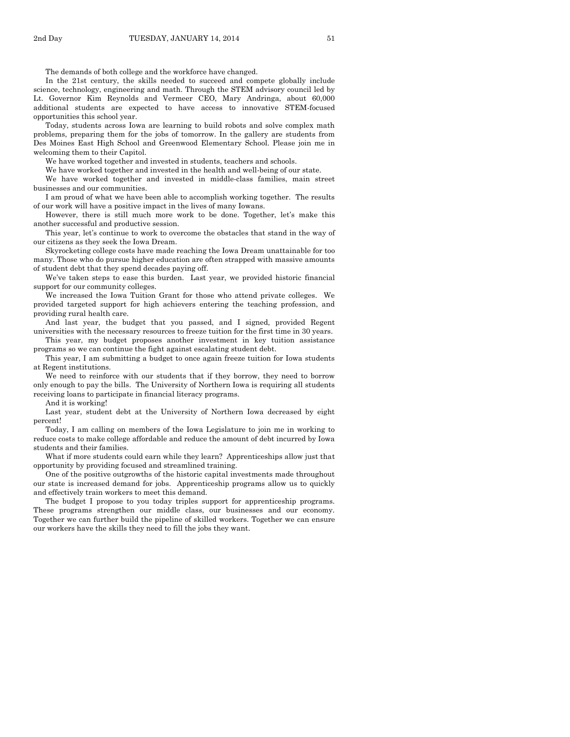The demands of both college and the workforce have changed.

In the 21st century, the skills needed to succeed and compete globally include science, technology, engineering and math. Through the STEM advisory council led by Lt. Governor Kim Reynolds and Vermeer CEO, Mary Andringa, about 60,000 additional students are expected to have access to innovative STEM-focused opportunities this school year.

Today, students across Iowa are learning to build robots and solve complex math problems, preparing them for the jobs of tomorrow. In the gallery are students from Des Moines East High School and Greenwood Elementary School. Please join me in welcoming them to their Capitol.

We have worked together and invested in students, teachers and schools.

We have worked together and invested in the health and well-being of our state.

We have worked together and invested in middle-class families, main street businesses and our communities.

I am proud of what we have been able to accomplish working together. The results of our work will have a positive impact in the lives of many Iowans.

However, there is still much more work to be done. Together, let's make this another successful and productive session.

This year, let's continue to work to overcome the obstacles that stand in the way of our citizens as they seek the Iowa Dream.

Skyrocketing college costs have made reaching the Iowa Dream unattainable for too many. Those who do pursue higher education are often strapped with massive amounts of student debt that they spend decades paying off.

We've taken steps to ease this burden. Last year, we provided historic financial support for our community colleges.

We increased the Iowa Tuition Grant for those who attend private colleges. We provided targeted support for high achievers entering the teaching profession, and providing rural health care.

And last year, the budget that you passed, and I signed, provided Regent universities with the necessary resources to freeze tuition for the first time in 30 years.

This year, my budget proposes another investment in key tuition assistance programs so we can continue the fight against escalating student debt.

This year, I am submitting a budget to once again freeze tuition for Iowa students at Regent institutions.

We need to reinforce with our students that if they borrow, they need to borrow only enough to pay the bills. The University of Northern Iowa is requiring all students receiving loans to participate in financial literacy programs.

And it is working!

Last year, student debt at the University of Northern Iowa decreased by eight percent!

Today, I am calling on members of the Iowa Legislature to join me in working to reduce costs to make college affordable and reduce the amount of debt incurred by Iowa students and their families.

What if more students could earn while they learn? Apprenticeships allow just that opportunity by providing focused and streamlined training.

One of the positive outgrowths of the historic capital investments made throughout our state is increased demand for jobs. Apprenticeship programs allow us to quickly and effectively train workers to meet this demand.

The budget I propose to you today triples support for apprenticeship programs. These programs strengthen our middle class, our businesses and our economy. Together we can further build the pipeline of skilled workers. Together we can ensure our workers have the skills they need to fill the jobs they want.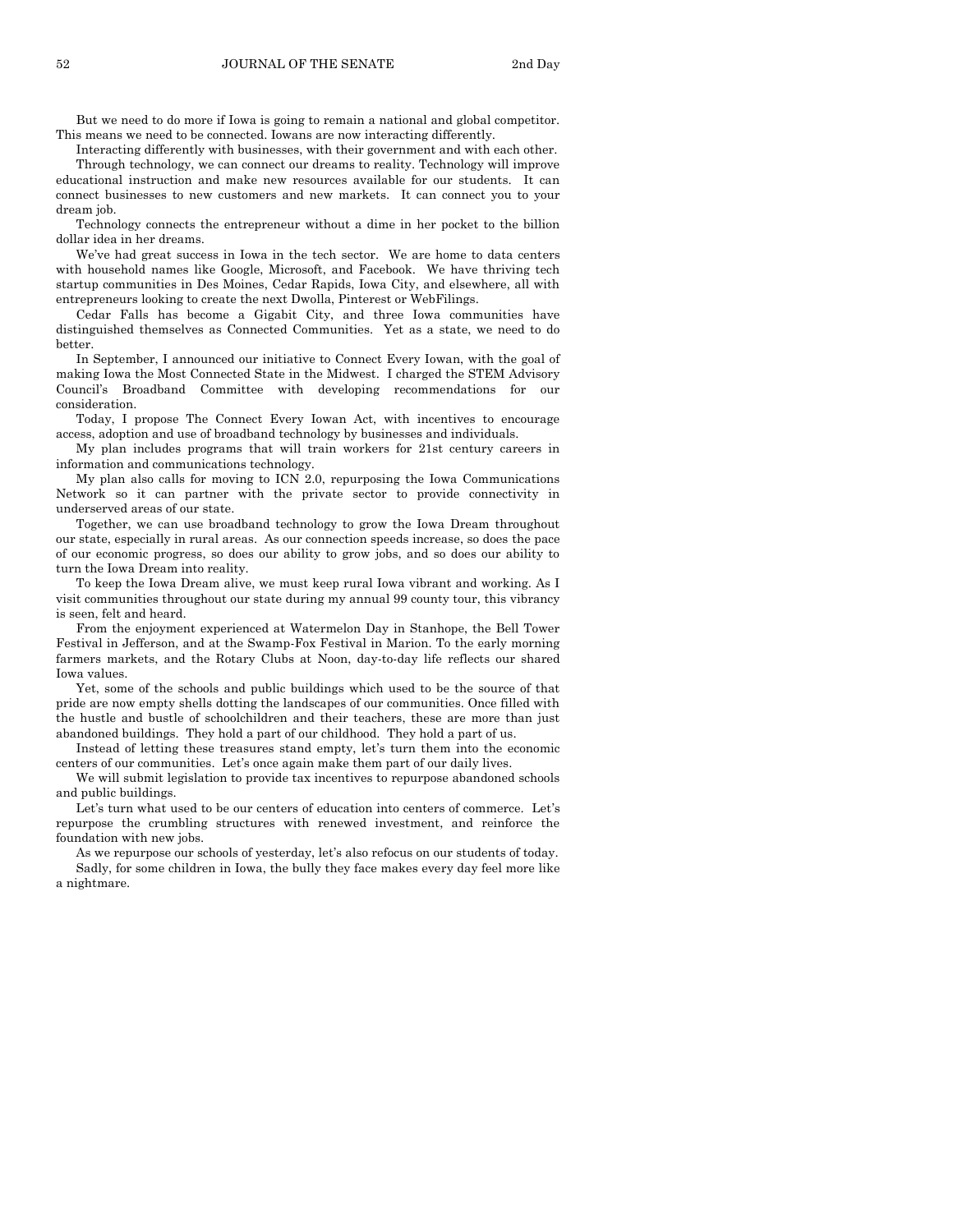But we need to do more if Iowa is going to remain a national and global competitor. This means we need to be connected. Iowans are now interacting differently.

Interacting differently with businesses, with their government and with each other.

Through technology, we can connect our dreams to reality. Technology will improve educational instruction and make new resources available for our students. It can connect businesses to new customers and new markets. It can connect you to your dream job.

Technology connects the entrepreneur without a dime in her pocket to the billion dollar idea in her dreams.

We've had great success in Iowa in the tech sector. We are home to data centers with household names like Google, Microsoft, and Facebook. We have thriving tech startup communities in Des Moines, Cedar Rapids, Iowa City, and elsewhere, all with entrepreneurs looking to create the next Dwolla, Pinterest or WebFilings.

Cedar Falls has become a Gigabit City, and three Iowa communities have distinguished themselves as Connected Communities. Yet as a state, we need to do better.

In September, I announced our initiative to Connect Every Iowan, with the goal of making Iowa the Most Connected State in the Midwest. I charged the STEM Advisory Council's Broadband Committee with developing recommendations for our consideration.

Today, I propose The Connect Every Iowan Act, with incentives to encourage access, adoption and use of broadband technology by businesses and individuals.

My plan includes programs that will train workers for 21st century careers in information and communications technology.

My plan also calls for moving to ICN 2.0, repurposing the Iowa Communications Network so it can partner with the private sector to provide connectivity in underserved areas of our state.

Together, we can use broadband technology to grow the Iowa Dream throughout our state, especially in rural areas. As our connection speeds increase, so does the pace of our economic progress, so does our ability to grow jobs, and so does our ability to turn the Iowa Dream into reality.

To keep the Iowa Dream alive, we must keep rural Iowa vibrant and working. As I visit communities throughout our state during my annual 99 county tour, this vibrancy is seen, felt and heard.

From the enjoyment experienced at Watermelon Day in Stanhope, the Bell Tower Festival in Jefferson, and at the Swamp-Fox Festival in Marion. To the early morning farmers markets, and the Rotary Clubs at Noon, day-to-day life reflects our shared Iowa values.

Yet, some of the schools and public buildings which used to be the source of that pride are now empty shells dotting the landscapes of our communities. Once filled with the hustle and bustle of schoolchildren and their teachers, these are more than just abandoned buildings. They hold a part of our childhood. They hold a part of us.

Instead of letting these treasures stand empty, let's turn them into the economic centers of our communities. Let's once again make them part of our daily lives.

We will submit legislation to provide tax incentives to repurpose abandoned schools and public buildings.

Let's turn what used to be our centers of education into centers of commerce. Let's repurpose the crumbling structures with renewed investment, and reinforce the foundation with new jobs.

As we repurpose our schools of yesterday, let's also refocus on our students of today.

Sadly, for some children in Iowa, the bully they face makes every day feel more like a nightmare.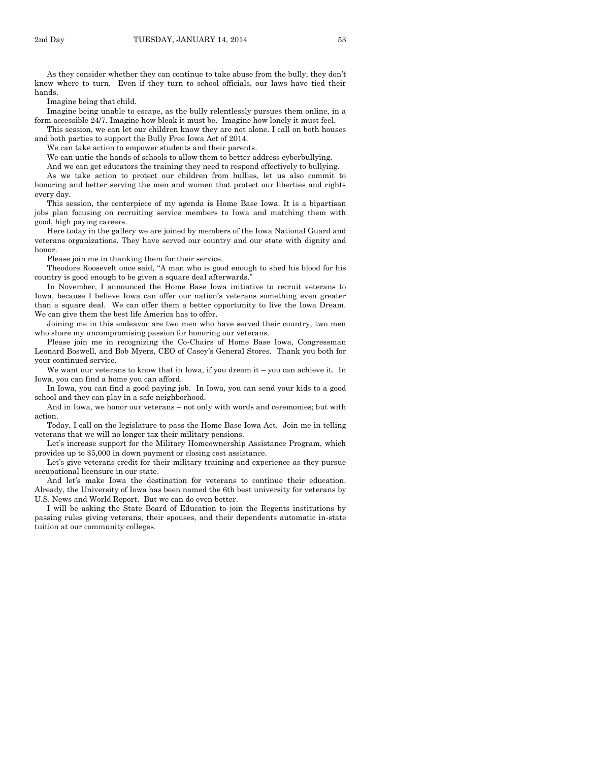As they consider whether they can continue to take abuse from the bully, they don't know where to turn. Even if they turn to school officials, our laws have tied their hands.

Imagine being that child.

Imagine being unable to escape, as the bully relentlessly pursues them online, in a form accessible 24/7. Imagine how bleak it must be. Imagine how lonely it must feel.

This session, we can let our children know they are not alone. I call on both houses and both parties to support the Bully Free Iowa Act of 2014.

We can take action to empower students and their parents.

We can untie the hands of schools to allow them to better address cyberbullying.

And we can get educators the training they need to respond effectively to bullying.

As we take action to protect our children from bullies, let us also commit to honoring and better serving the men and women that protect our liberties and rights every day.

This session, the centerpiece of my agenda is Home Base Iowa. It is a bipartisan jobs plan focusing on recruiting service members to Iowa and matching them with good, high paying careers.

Here today in the gallery we are joined by members of the Iowa National Guard and veterans organizations. They have served our country and our state with dignity and honor.

Please join me in thanking them for their service.

Theodore Roosevelt once said, "A man who is good enough to shed his blood for his country is good enough to be given a square deal afterwards."

In November, I announced the Home Base Iowa initiative to recruit veterans to Iowa, because I believe Iowa can offer our nation's veterans something even greater than a square deal. We can offer them a better opportunity to live the Iowa Dream. We can give them the best life America has to offer.

Joining me in this endeavor are two men who have served their country, two men who share my uncompromising passion for honoring our veterans.

Please join me in recognizing the Co-Chairs of Home Base Iowa, Congressman Leonard Boswell, and Bob Myers, CEO of Casey's General Stores. Thank you both for your continued service.

We want our veterans to know that in Iowa, if you dream it – you can achieve it. In Iowa, you can find a home you can afford.

In Iowa, you can find a good paying job. In Iowa, you can send your kids to a good school and they can play in a safe neighborhood.

And in Iowa, we honor our veterans – not only with words and ceremonies; but with action.

Today, I call on the legislature to pass the Home Base Iowa Act. Join me in telling veterans that we will no longer tax their military pensions.

Let's increase support for the Military Homeownership Assistance Program, which provides up to $5,000 in down payment or closing cost assistance.

Let's give veterans credit for their military training and experience as they pursue occupational licensure in our state.

And let's make Iowa the destination for veterans to continue their education. Already, the University of Iowa has been named the 6th best university for veterans by U.S. News and World Report. But we can do even better.

I will be asking the State Board of Education to join the Regents institutions by passing rules giving veterans, their spouses, and their dependents automatic in-state tuition at our community colleges.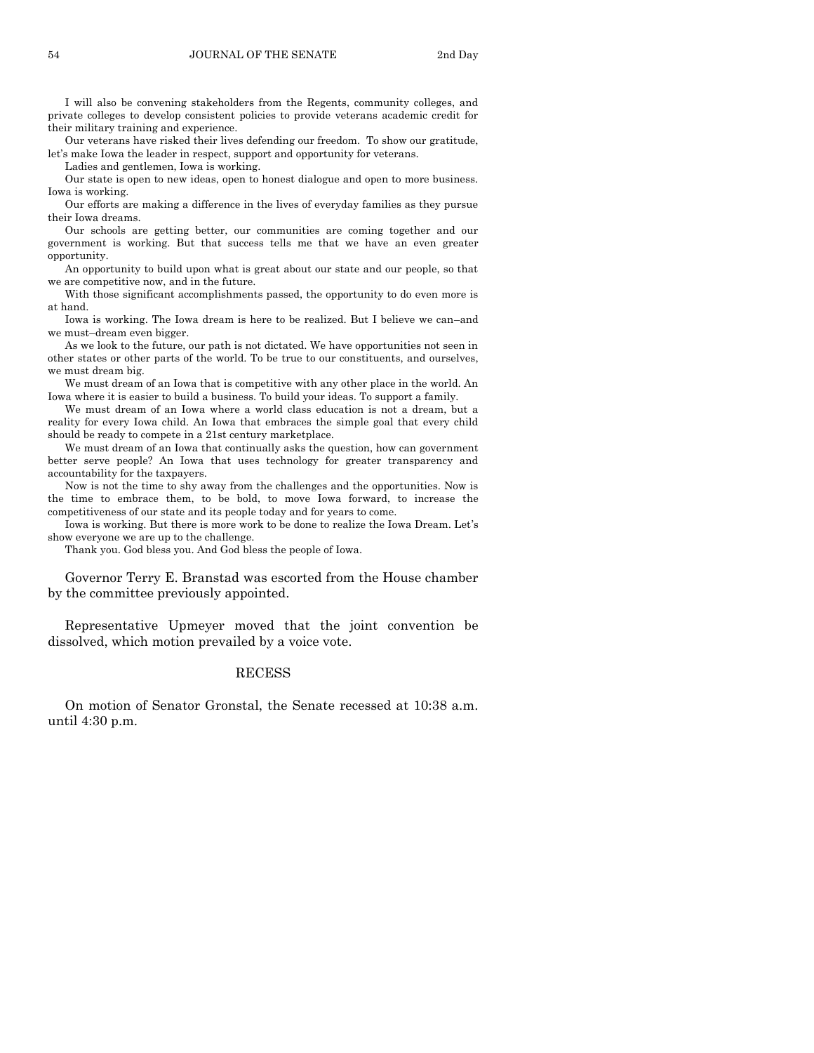I will also be convening stakeholders from the Regents, community colleges, and private colleges to develop consistent policies to provide veterans academic credit for their military training and experience.

Our veterans have risked their lives defending our freedom. To show our gratitude, let's make Iowa the leader in respect, support and opportunity for veterans.

Ladies and gentlemen, Iowa is working.

Our state is open to new ideas, open to honest dialogue and open to more business. Iowa is working.

Our efforts are making a difference in the lives of everyday families as they pursue their Iowa dreams.

Our schools are getting better, our communities are coming together and our government is working. But that success tells me that we have an even greater opportunity.

An opportunity to build upon what is great about our state and our people, so that we are competitive now, and in the future.

With those significant accomplishments passed, the opportunity to do even more is at hand.

Iowa is working. The Iowa dream is here to be realized. But I believe we can–and we must–dream even bigger.

As we look to the future, our path is not dictated. We have opportunities not seen in other states or other parts of the world. To be true to our constituents, and ourselves, we must dream big.

We must dream of an Iowa that is competitive with any other place in the world. An Iowa where it is easier to build a business. To build your ideas. To support a family.

We must dream of an Iowa where a world class education is not a dream, but a reality for every Iowa child. An Iowa that embraces the simple goal that every child should be ready to compete in a 21st century marketplace.

We must dream of an Iowa that continually asks the question, how can government better serve people? An Iowa that uses technology for greater transparency and accountability for the taxpayers.

Now is not the time to shy away from the challenges and the opportunities. Now is the time to embrace them, to be bold, to move Iowa forward, to increase the competitiveness of our state and its people today and for years to come.

Iowa is working. But there is more work to be done to realize the Iowa Dream. Let's show everyone we are up to the challenge.

Thank you. God bless you. And God bless the people of Iowa.

Governor Terry E. Branstad was escorted from the House chamber by the committee previously appointed.

Representative Upmeyer moved that the joint convention be dissolved, which motion prevailed by a voice vote.

## RECESS

On motion of Senator Gronstal, the Senate recessed at 10:38 a.m. until 4:30 p.m.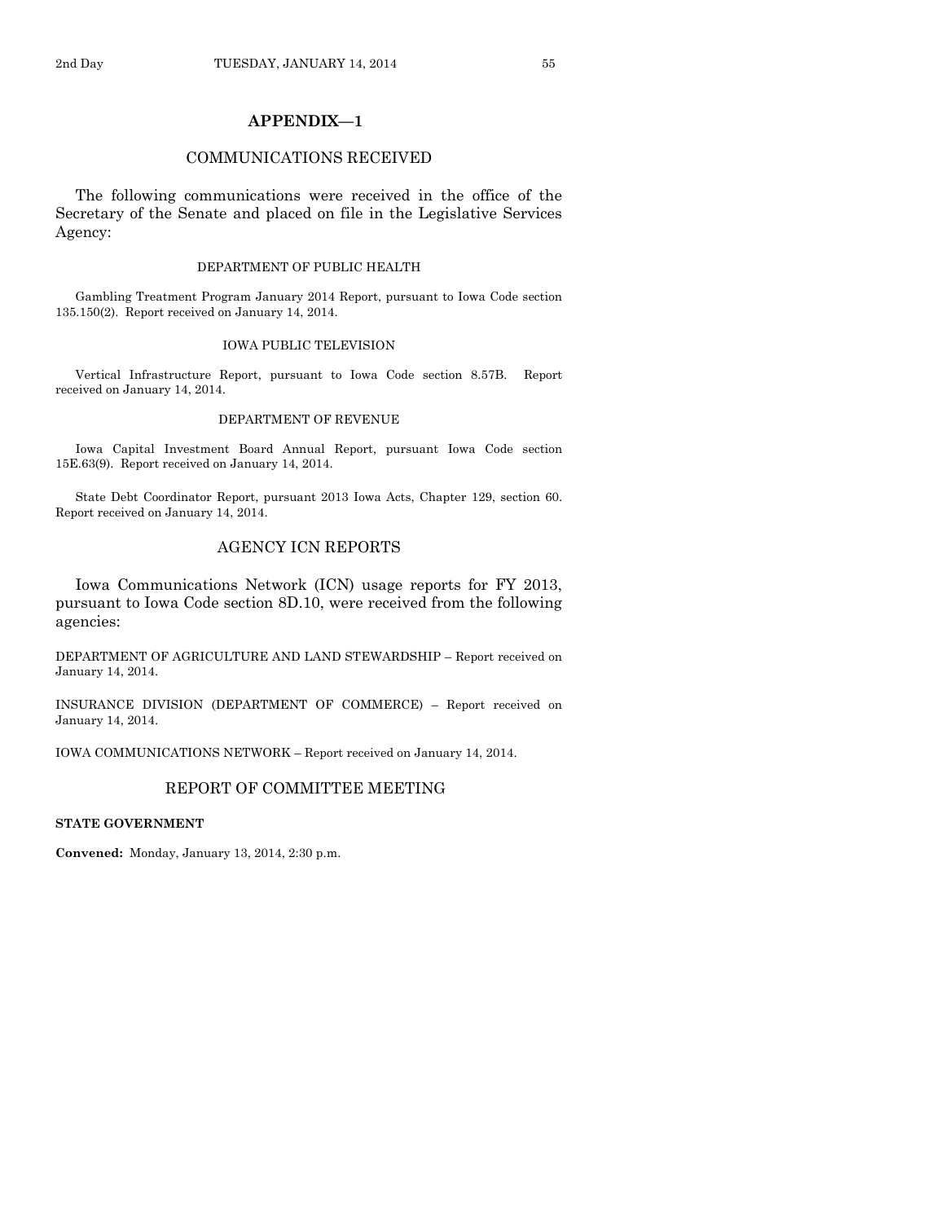## APPENDIX—1

## COMMUNICATIONS RECEIVED

The following communications were received in the office of the Secretary of the Senate and placed on file in the Legislative Services Agency:

#### DEPARTMENT OF PUBLIC HEALTH

Gambling Treatment Program January 2014 Report, pursuant to Iowa Code section 135.150(2). Report received on January 14, 2014.

#### IOWA PUBLIC TELEVISION

Vertical Infrastructure Report, pursuant to Iowa Code section 8.57B. Report received on January 14, 2014.

#### DEPARTMENT OF REVENUE

Iowa Capital Investment Board Annual Report, pursuant Iowa Code section 15E.63(9). Report received on January 14, 2014.

State Debt Coordinator Report, pursuant 2013 Iowa Acts, Chapter 129, section 60. Report received on January 14, 2014.

## AGENCY ICN REPORTS

Iowa Communications Network (ICN) usage reports for FY 2013, pursuant to Iowa Code section 8D.10, were received from the following agencies:

DEPARTMENT OF AGRICULTURE AND LAND STEWARDSHIP – Report received on January 14, 2014.

INSURANCE DIVISION (DEPARTMENT OF COMMERCE) – Report received on January 14, 2014.

IOWA COMMUNICATIONS NETWORK – Report received on January 14, 2014.

## REPORT OF COMMITTEE MEETING

**STATE GOVERNMENT**

**Convened:** Monday, January 13, 2014, 2:30 p.m.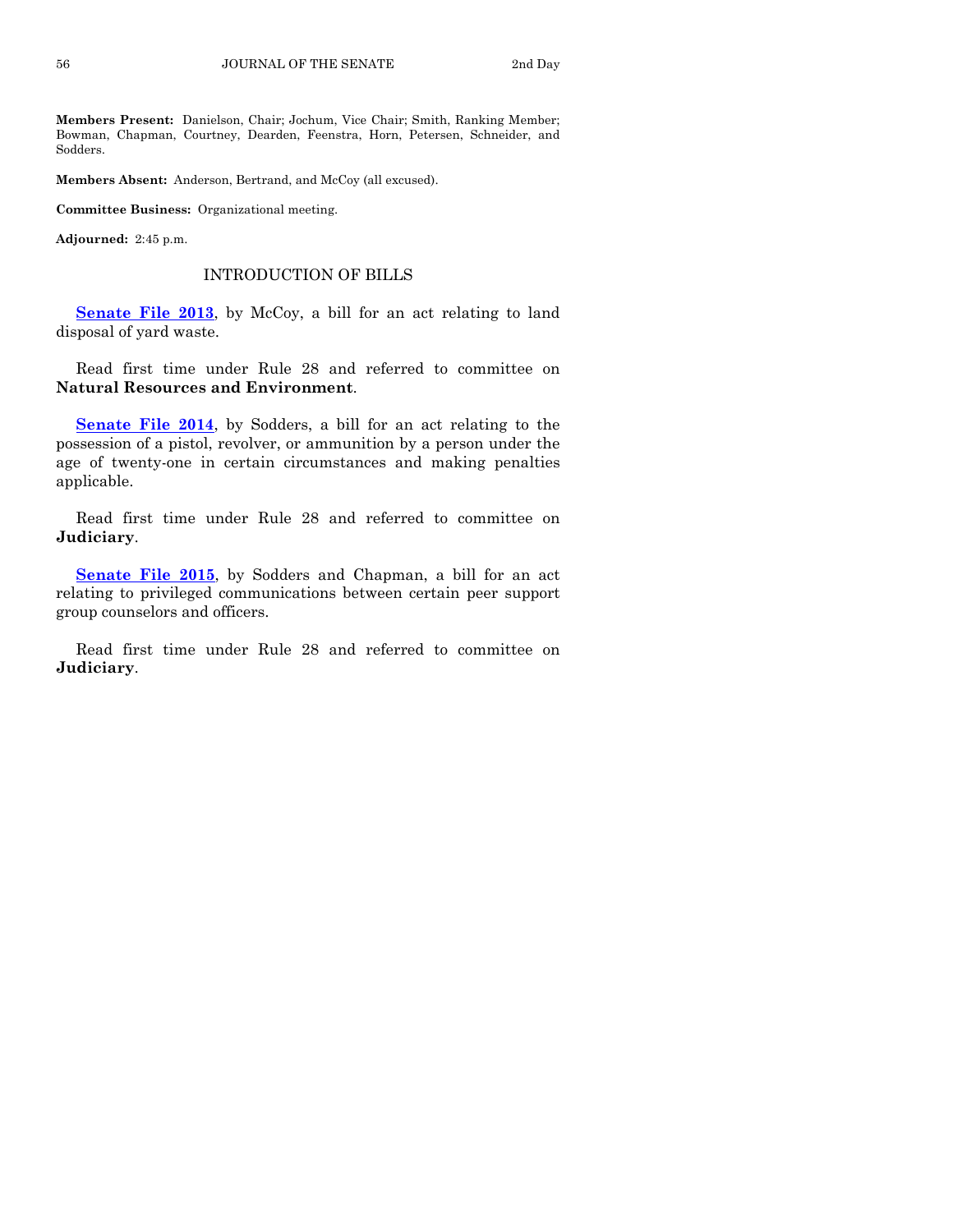**Members Present:** Danielson, Chair; Jochum, Vice Chair; Smith, Ranking Member; Bowman, Chapman, Courtney, Dearden, Feenstra, Horn, Petersen, Schneider, and Sodders.

**Members Absent:** Anderson, Bertrand, and McCoy (all excused).

**Committee Business:** Organizational meeting.

**Adjourned:** 2:45 p.m.

## INTRODUCTION OF BILLS

**Senate File 2013**, by McCoy, a bill for an act relating to land disposal of yard waste.

Read first time under Rule 28 and referred to committee on **Natural Resources and Environment**.

**Senate File 2014**, by Sodders, a bill for an act relating to the possession of a pistol, revolver, or ammunition by a person under the age of twenty-one in certain circumstances and making penalties applicable.

Read first time under Rule 28 and referred to committee on **Judiciary**.

**Senate File 2015**, by Sodders and Chapman, a bill for an act relating to privileged communications between certain peer support group counselors and officers.

Read first time under Rule 28 and referred to committee on **Judiciary**.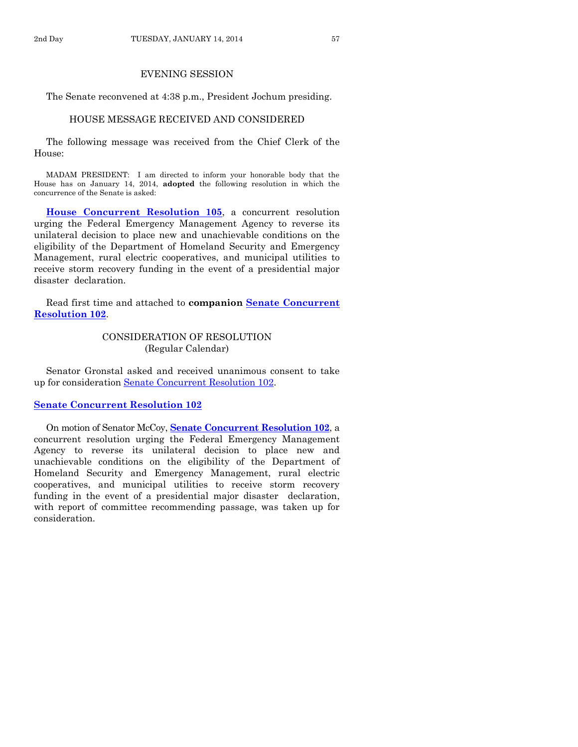## EVENING SESSION

The Senate reconvened at 4:38 p.m., President Jochum presiding.

## HOUSE MESSAGE RECEIVED AND CONSIDERED

The following message was received from the Chief Clerk of the House:

MADAM PRESIDENT: I am directed to inform your honorable body that the House has on January 14, 2014, **adopted** the following resolution in which the concurrence of the Senate is asked:

**House Concurrent Resolution 105**, a concurrent resolution urging the Federal Emergency Management Agency to reverse its unilateral decision to place new and unachievable conditions on the eligibility of the Department of Homeland Security and Emergency Management, rural electric cooperatives, and municipal utilities to receive storm recovery funding in the event of a presidential major disaster declaration.

Read first time and attached to **companion Senate Concurrent Resolution 102**.

## CONSIDERATION OF RESOLUTION
(Regular Calendar)

Senator Gronstal asked and received unanimous consent to take up for consideration Senate Concurrent Resolution 102.

**Senate Concurrent Resolution 102**

On motion of Senator McCoy, **Senate Concurrent Resolution 102**, a concurrent resolution urging the Federal Emergency Management Agency to reverse its unilateral decision to place new and unachievable conditions on the eligibility of the Department of Homeland Security and Emergency Management, rural electric cooperatives, and municipal utilities to receive storm recovery funding in the event of a presidential major disaster declaration, with report of committee recommending passage, was taken up for consideration.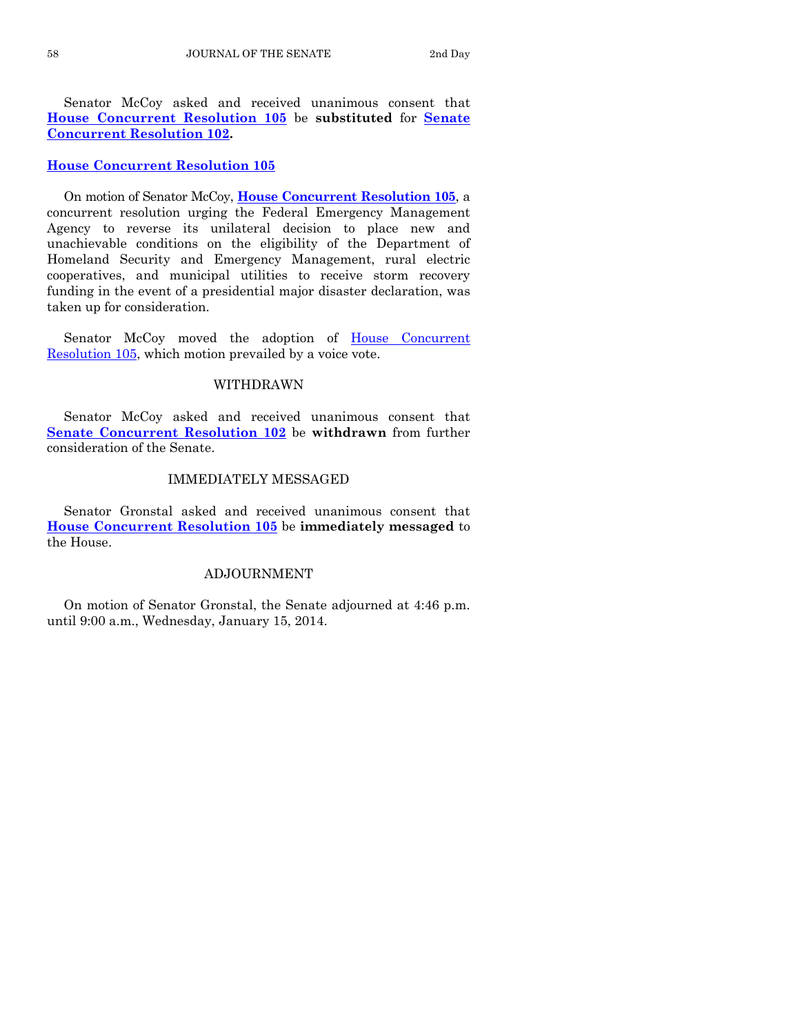Senator McCoy asked and received unanimous consent that **House Concurrent Resolution 105** be **substituted** for **Senate Concurrent Resolution 102.**

**House Concurrent Resolution 105**

On motion of Senator McCoy, **House Concurrent Resolution 105**, a concurrent resolution urging the Federal Emergency Management Agency to reverse its unilateral decision to place new and unachievable conditions on the eligibility of the Department of Homeland Security and Emergency Management, rural electric cooperatives, and municipal utilities to receive storm recovery funding in the event of a presidential major disaster declaration, was taken up for consideration.

Senator McCoy moved the adoption of House Concurrent Resolution 105, which motion prevailed by a voice vote.

## WITHDRAWN

Senator McCoy asked and received unanimous consent that **Senate Concurrent Resolution 102** be **withdrawn** from further consideration of the Senate.

## IMMEDIATELY MESSAGED

Senator Gronstal asked and received unanimous consent that **House Concurrent Resolution 105** be **immediately messaged** to the House.

## ADJOURNMENT

On motion of Senator Gronstal, the Senate adjourned at 4:46 p.m. until 9:00 a.m., Wednesday, January 15, 2014.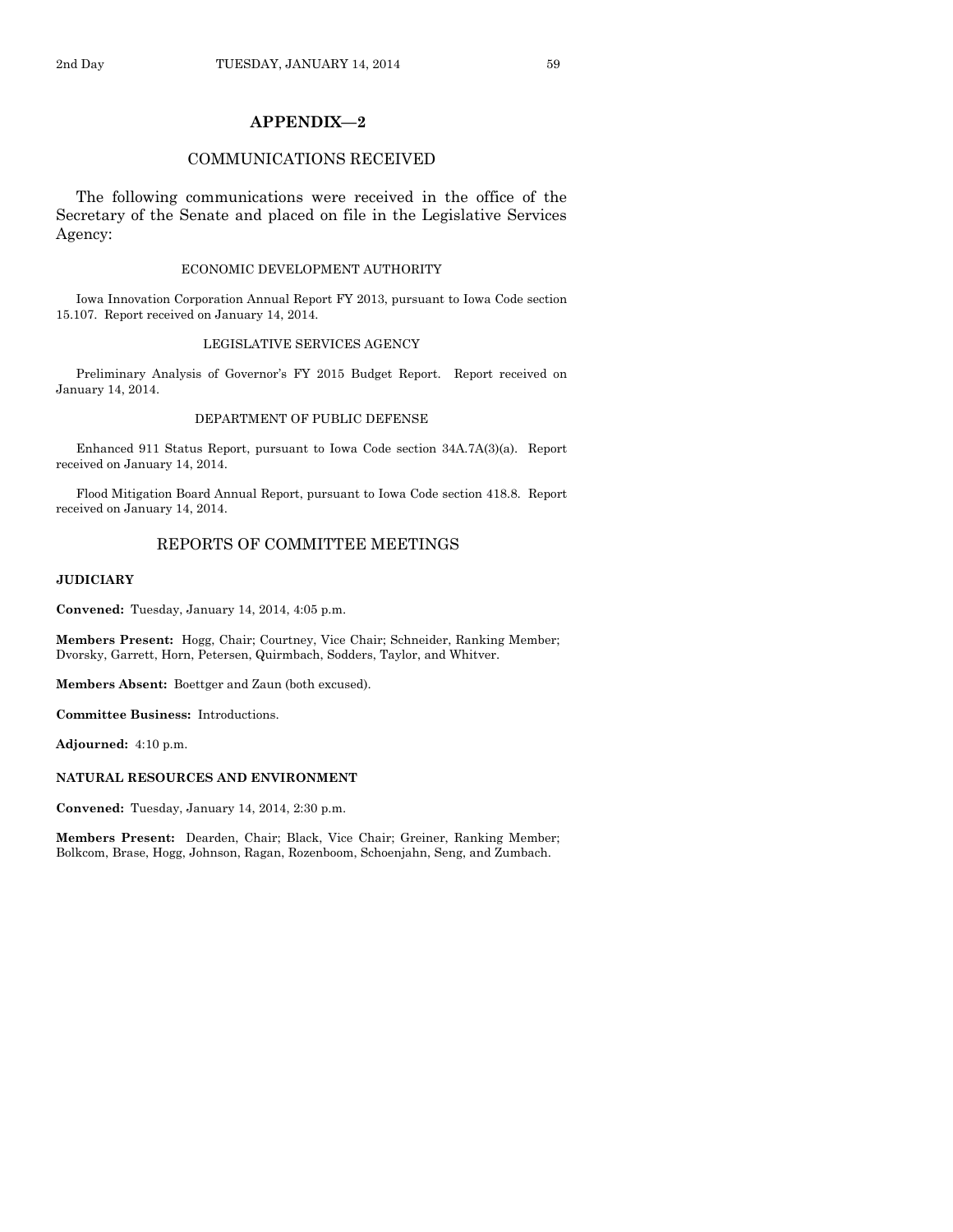## APPENDIX—2

## COMMUNICATIONS RECEIVED

The following communications were received in the office of the Secretary of the Senate and placed on file in the Legislative Services Agency:

### ECONOMIC DEVELOPMENT AUTHORITY

Iowa Innovation Corporation Annual Report FY 2013, pursuant to Iowa Code section 15.107. Report received on January 14, 2014.

### LEGISLATIVE SERVICES AGENCY

Preliminary Analysis of Governor's FY 2015 Budget Report. Report received on January 14, 2014.

### DEPARTMENT OF PUBLIC DEFENSE

Enhanced 911 Status Report, pursuant to Iowa Code section 34A.7A(3)(a). Report received on January 14, 2014.

Flood Mitigation Board Annual Report, pursuant to Iowa Code section 418.8. Report received on January 14, 2014.

## REPORTS OF COMMITTEE MEETINGS

**JUDICIARY**

**Convened:** Tuesday, January 14, 2014, 4:05 p.m.

**Members Present:** Hogg, Chair; Courtney, Vice Chair; Schneider, Ranking Member; Dvorsky, Garrett, Horn, Petersen, Quirmbach, Sodders, Taylor, and Whitver.

**Members Absent:** Boettger and Zaun (both excused).

**Committee Business:** Introductions.

**Adjourned:** 4:10 p.m.

**NATURAL RESOURCES AND ENVIRONMENT**

**Convened:** Tuesday, January 14, 2014, 2:30 p.m.

**Members Present:** Dearden, Chair; Black, Vice Chair; Greiner, Ranking Member; Bolkcom, Brase, Hogg, Johnson, Ragan, Rozenboom, Schoenjahn, Seng, and Zumbach.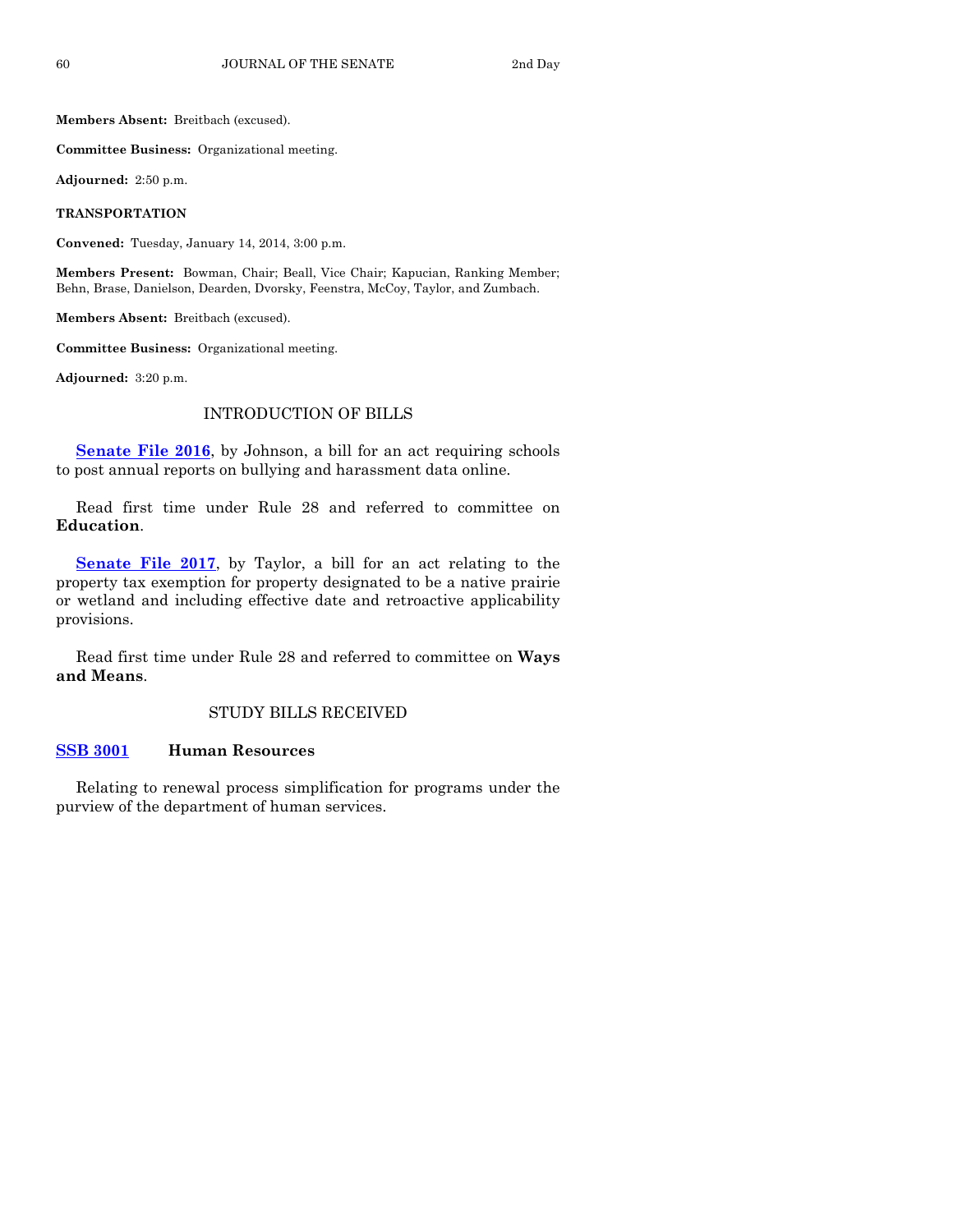**Members Absent:** Breitbach (excused).

**Committee Business:** Organizational meeting.

**Adjourned:** 2:50 p.m.

**TRANSPORTATION**

**Convened:** Tuesday, January 14, 2014, 3:00 p.m.

**Members Present:** Bowman, Chair; Beall, Vice Chair; Kapucian, Ranking Member; Behn, Brase, Danielson, Dearden, Dvorsky, Feenstra, McCoy, Taylor, and Zumbach.

**Members Absent:** Breitbach (excused).

**Committee Business:** Organizational meeting.

**Adjourned:** 3:20 p.m.

## INTRODUCTION OF BILLS

**Senate File 2016**, by Johnson, a bill for an act requiring schools to post annual reports on bullying and harassment data online.

Read first time under Rule 28 and referred to committee on **Education**.

**Senate File 2017**, by Taylor, a bill for an act relating to the property tax exemption for property designated to be a native prairie or wetland and including effective date and retroactive applicability provisions.

Read first time under Rule 28 and referred to committee on **Ways and Means**.

## STUDY BILLS RECEIVED

**SSB 3001** **Human Resources**

Relating to renewal process simplification for programs under the purview of the department of human services.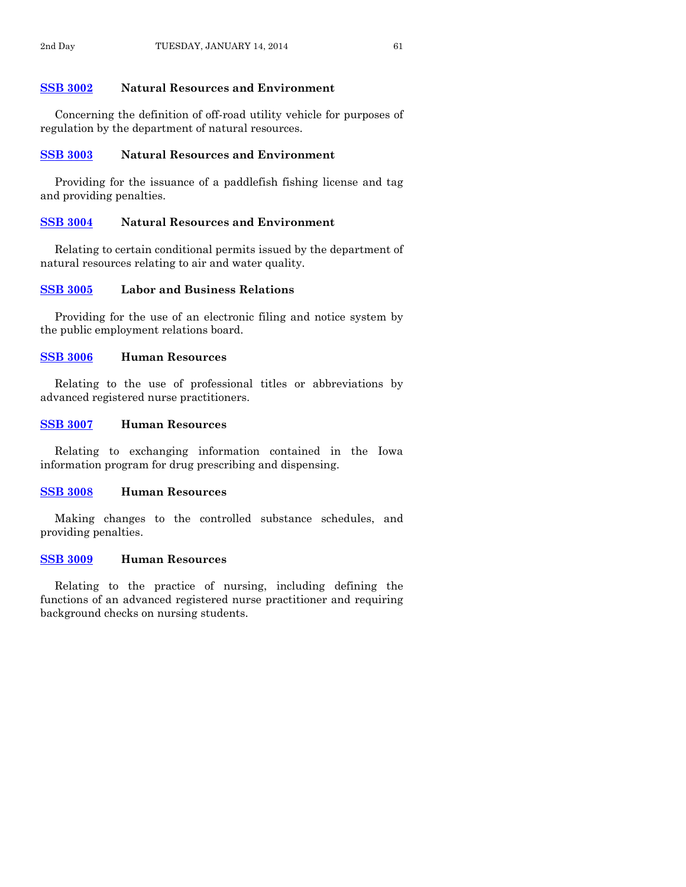**SSB 3002** **Natural Resources and Environment**

Concerning the definition of off-road utility vehicle for purposes of regulation by the department of natural resources.

**SSB 3003** **Natural Resources and Environment**

Providing for the issuance of a paddlefish fishing license and tag and providing penalties.

**SSB 3004** **Natural Resources and Environment**

Relating to certain conditional permits issued by the department of natural resources relating to air and water quality.

**SSB 3005** **Labor and Business Relations**

Providing for the use of an electronic filing and notice system by the public employment relations board.

**SSB 3006** **Human Resources**

Relating to the use of professional titles or abbreviations by advanced registered nurse practitioners.

**SSB 3007** **Human Resources**

Relating to exchanging information contained in the Iowa information program for drug prescribing and dispensing.

**SSB 3008** **Human Resources**

Making changes to the controlled substance schedules, and providing penalties.

**SSB 3009** **Human Resources**

Relating to the practice of nursing, including defining the functions of an advanced registered nurse practitioner and requiring background checks on nursing students.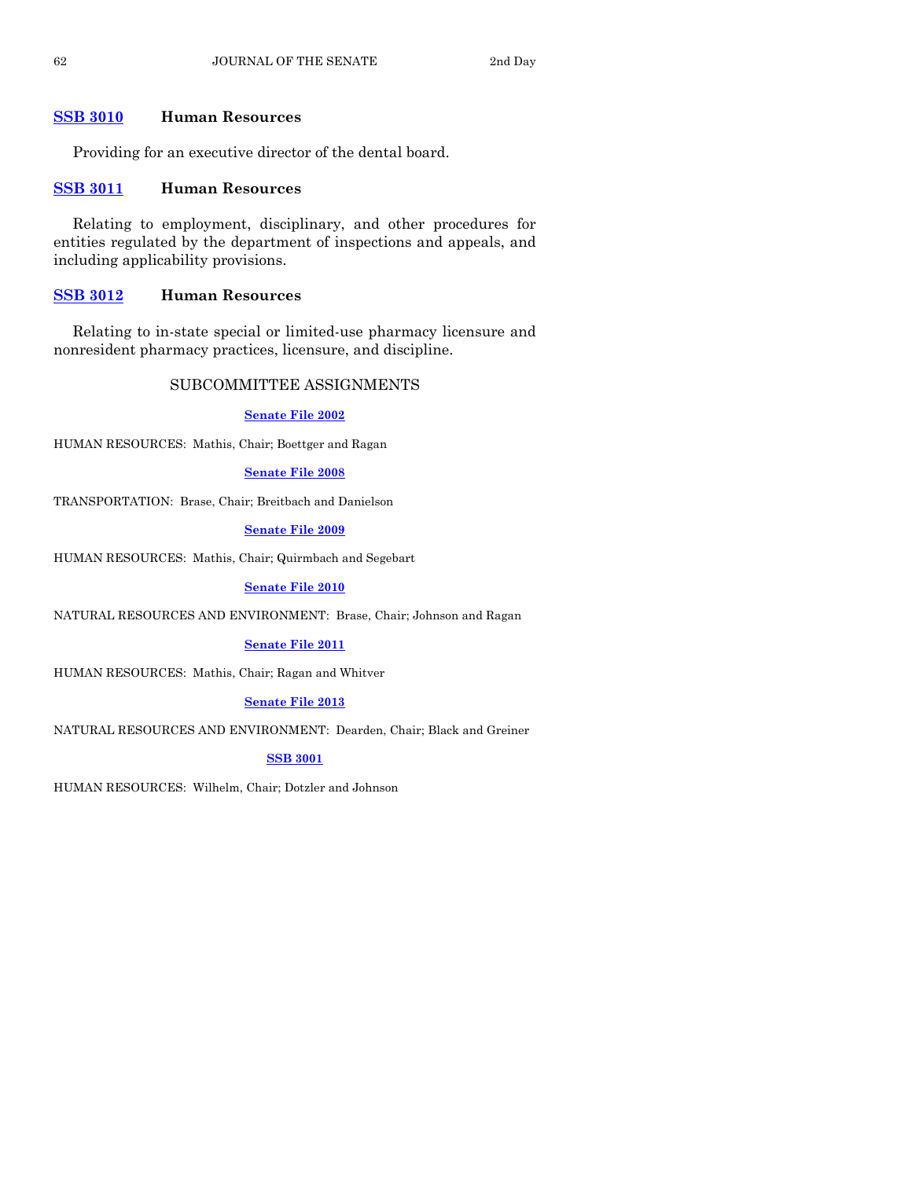**SSB 3010** **Human Resources**

Providing for an executive director of the dental board.

**SSB 3011** **Human Resources**

Relating to employment, disciplinary, and other procedures for entities regulated by the department of inspections and appeals, and including applicability provisions.

**SSB 3012** **Human Resources**

Relating to in-state special or limited-use pharmacy licensure and nonresident pharmacy practices, licensure, and discipline.

## SUBCOMMITTEE ASSIGNMENTS

**Senate File 2002**

HUMAN RESOURCES: Mathis, Chair; Boettger and Ragan

**Senate File 2008**

TRANSPORTATION: Brase, Chair; Breitbach and Danielson

**Senate File 2009**

HUMAN RESOURCES: Mathis, Chair; Quirmbach and Segebart

**Senate File 2010**

NATURAL RESOURCES AND ENVIRONMENT: Brase, Chair; Johnson and Ragan

**Senate File 2011**

HUMAN RESOURCES: Mathis, Chair; Ragan and Whitver

**Senate File 2013**

NATURAL RESOURCES AND ENVIRONMENT: Dearden, Chair; Black and Greiner

**SSB 3001**

HUMAN RESOURCES: Wilhelm, Chair; Dotzler and Johnson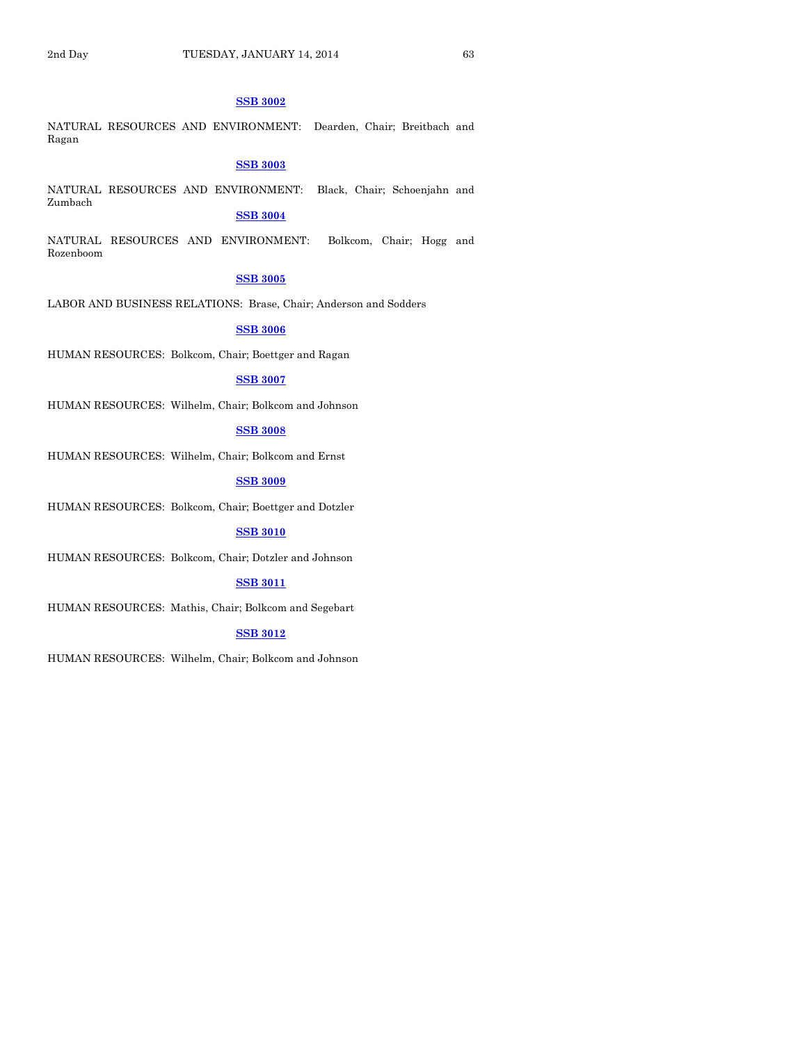**SSB 3002**

NATURAL RESOURCES AND ENVIRONMENT: Dearden, Chair; Breitbach and Ragan

**SSB 3003**

NATURAL RESOURCES AND ENVIRONMENT: Black, Chair; Schoenjahn and Zumbach

**SSB 3004**

NATURAL RESOURCES AND ENVIRONMENT: Bolkcom, Chair; Hogg and Rozenboom

**SSB 3005**

LABOR AND BUSINESS RELATIONS: Brase, Chair; Anderson and Sodders

**SSB 3006**

HUMAN RESOURCES: Bolkcom, Chair; Boettger and Ragan

**SSB 3007**

HUMAN RESOURCES: Wilhelm, Chair; Bolkcom and Johnson

**SSB 3008**

HUMAN RESOURCES: Wilhelm, Chair; Bolkcom and Ernst

**SSB 3009**

HUMAN RESOURCES: Bolkcom, Chair; Boettger and Dotzler

**SSB 3010**

HUMAN RESOURCES: Bolkcom, Chair; Dotzler and Johnson

**SSB 3011**

HUMAN RESOURCES: Mathis, Chair; Bolkcom and Segebart

**SSB 3012**

HUMAN RESOURCES: Wilhelm, Chair; Bolkcom and Johnson